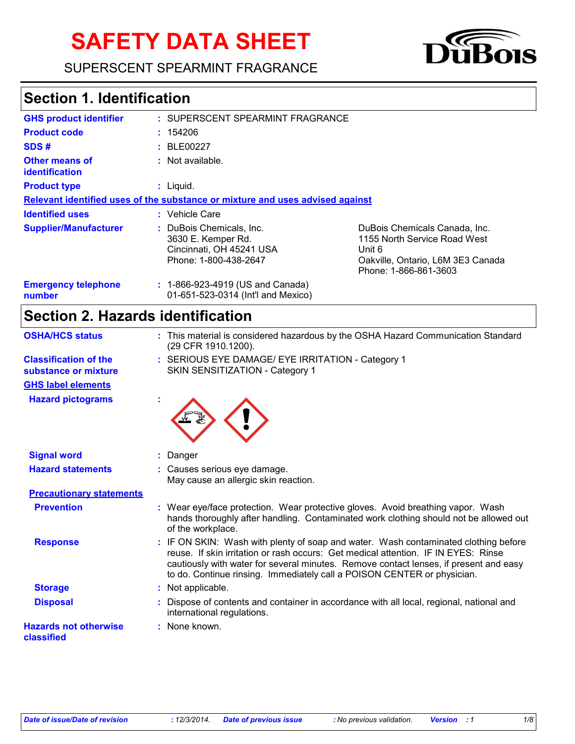# SAFETY DATA SHEET

SUPERSCENT SPEARMINT FRAGRANCE

## Section 1. Identification

| | |
|---|---|
| **GHS product identifier** | : SUPERSCENT SPEARMINT FRAGRANCE |
| **Product code** | : 154206 |
| **SDS #** | : BLE00227 |
| **Other means of identification** | : Not available. |
| **Product type** | : Liquid. |

**Relevant identified uses of the substance or mixture and uses advised against**

| | | |
|---|---|---|
| **Identified uses** | : Vehicle Care | |
| **Supplier/Manufacturer** | : DuBois Chemicals, Inc.<br>3630 E. Kemper Rd.<br>Cincinnati, OH 45241 USA<br>Phone: 1-800-438-2647 | DuBois Chemicals Canada, Inc.<br>1155 North Service Road West<br>Unit 6<br>Oakville, Ontario, L6M 3E3 Canada<br>Phone: 1-866-861-3603 |
| **Emergency telephone number** | : 1-866-923-4919 (US and Canada)<br>01-651-523-0314 (Int'l and Mexico) | |

## Section 2. Hazards identification

| | |
|---|---|
| **OSHA/HCS status** | : This material is considered hazardous by the OSHA Hazard Communication Standard (29 CFR 1910.1200). |
| **Classification of the substance or mixture** | : SERIOUS EYE DAMAGE/ EYE IRRITATION - Category 1<br>SKIN SENSITIZATION - Category 1 |

**GHS label elements**

| | |
|---|---|
| **Hazard pictograms** | : |
| **Signal word** | : Danger |
| **Hazard statements** | : Causes serious eye damage.<br>May cause an allergic skin reaction. |

**Precautionary statements**

| | |
|---|---|
| **Prevention** | : Wear eye/face protection. Wear protective gloves. Avoid breathing vapor. Wash hands thoroughly after handling. Contaminated work clothing should not be allowed out of the workplace. |
| **Response** | : IF ON SKIN: Wash with plenty of soap and water. Wash contaminated clothing before reuse. If skin irritation or rash occurs: Get medical attention. IF IN EYES: Rinse cautiously with water for several minutes. Remove contact lenses, if present and easy to do. Continue rinsing. Immediately call a POISON CENTER or physician. |
| **Storage** | : Not applicable. |
| **Disposal** | : Dispose of contents and container in accordance with all local, regional, national and international regulations. |
| **Hazards not otherwise classified** | : None known. |

*Date of issue/Date of revision* : 12/3/2014. *Date of previous issue* : No previous validation. *Version* : 1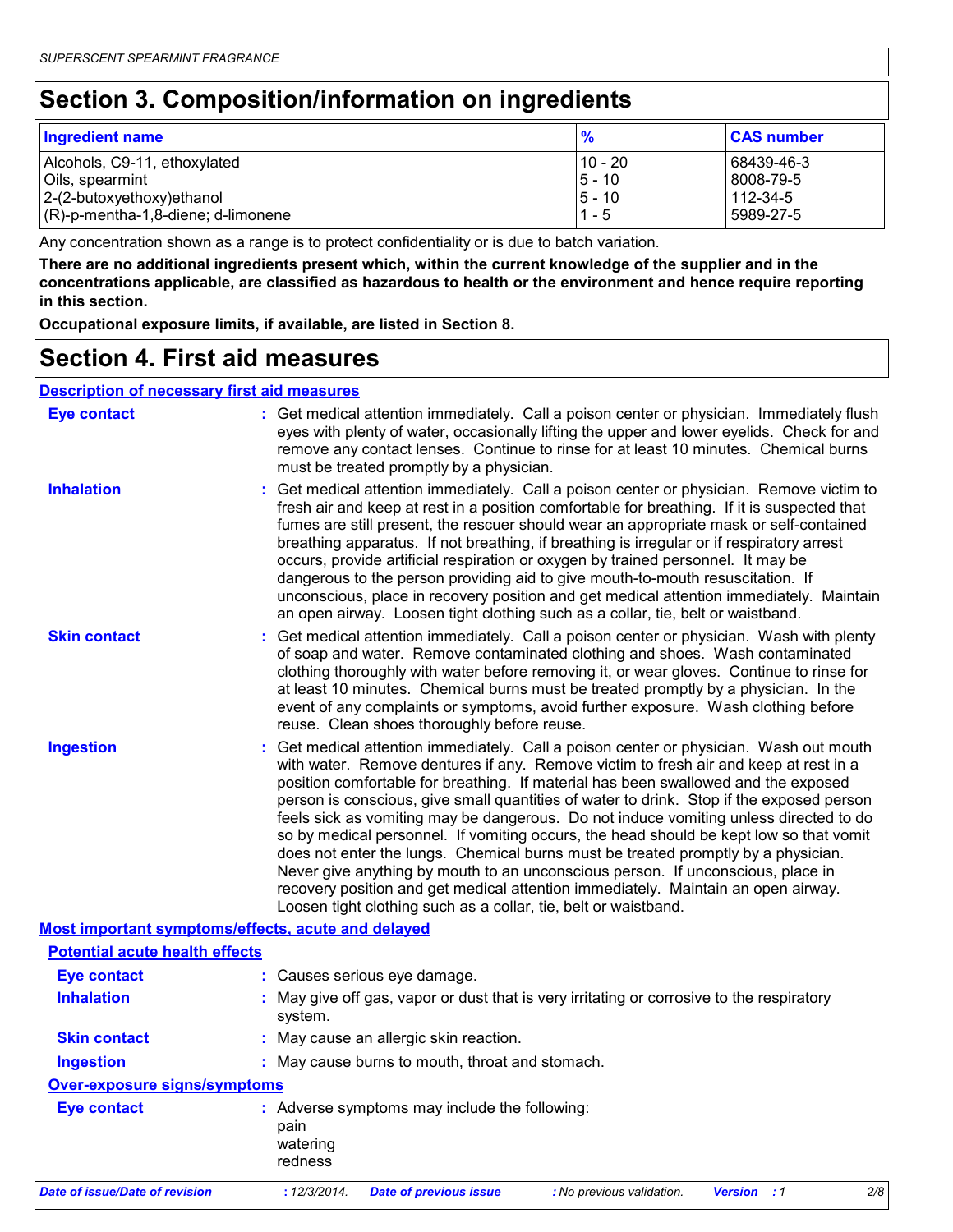## Section 3. Composition/information on ingredients

| Ingredient name | % | CAS number |
|---|---|---|
| Alcohols, C9-11, ethoxylated | 10 - 20 | 68439-46-3 |
| Oils, spearmint | 5 - 10 | 8008-79-5 |
| 2-(2-butoxyethoxy)ethanol | 5 - 10 | 112-34-5 |
| (R)-p-mentha-1,8-diene; d-limonene | 1 - 5 | 5989-27-5 |

Any concentration shown as a range is to protect confidentiality or is due to batch variation.

**There are no additional ingredients present which, within the current knowledge of the supplier and in the concentrations applicable, are classified as hazardous to health or the environment and hence require reporting in this section.**

**Occupational exposure limits, if available, are listed in Section 8.**

## Section 4. First aid measures

### Description of necessary first aid measures

**Eye contact** : Get medical attention immediately. Call a poison center or physician. Immediately flush eyes with plenty of water, occasionally lifting the upper and lower eyelids. Check for and remove any contact lenses. Continue to rinse for at least 10 minutes. Chemical burns must be treated promptly by a physician.

**Inhalation** : Get medical attention immediately. Call a poison center or physician. Remove victim to fresh air and keep at rest in a position comfortable for breathing. If it is suspected that fumes are still present, the rescuer should wear an appropriate mask or self-contained breathing apparatus. If not breathing, if breathing is irregular or if respiratory arrest occurs, provide artificial respiration or oxygen by trained personnel. It may be dangerous to the person providing aid to give mouth-to-mouth resuscitation. If unconscious, place in recovery position and get medical attention immediately. Maintain an open airway. Loosen tight clothing such as a collar, tie, belt or waistband.

**Skin contact** : Get medical attention immediately. Call a poison center or physician. Wash with plenty of soap and water. Remove contaminated clothing and shoes. Wash contaminated clothing thoroughly with water before removing it, or wear gloves. Continue to rinse for at least 10 minutes. Chemical burns must be treated promptly by a physician. In the event of any complaints or symptoms, avoid further exposure. Wash clothing before reuse. Clean shoes thoroughly before reuse.

**Ingestion** : Get medical attention immediately. Call a poison center or physician. Wash out mouth with water. Remove dentures if any. Remove victim to fresh air and keep at rest in a position comfortable for breathing. If material has been swallowed and the exposed person is conscious, give small quantities of water to drink. Stop if the exposed person feels sick as vomiting may be dangerous. Do not induce vomiting unless directed to do so by medical personnel. If vomiting occurs, the head should be kept low so that vomit does not enter the lungs. Chemical burns must be treated promptly by a physician. Never give anything by mouth to an unconscious person. If unconscious, place in recovery position and get medical attention immediately. Maintain an open airway. Loosen tight clothing such as a collar, tie, belt or waistband.

### Most important symptoms/effects, acute and delayed

#### Potential acute health effects

**Eye contact** : Causes serious eye damage.

**Inhalation** : May give off gas, vapor or dust that is very irritating or corrosive to the respiratory system.

**Skin contact** : May cause an allergic skin reaction.

**Ingestion** : May cause burns to mouth, throat and stomach.

#### Over-exposure signs/symptoms

**Eye contact** : Adverse symptoms may include the following:
pain
watering
redness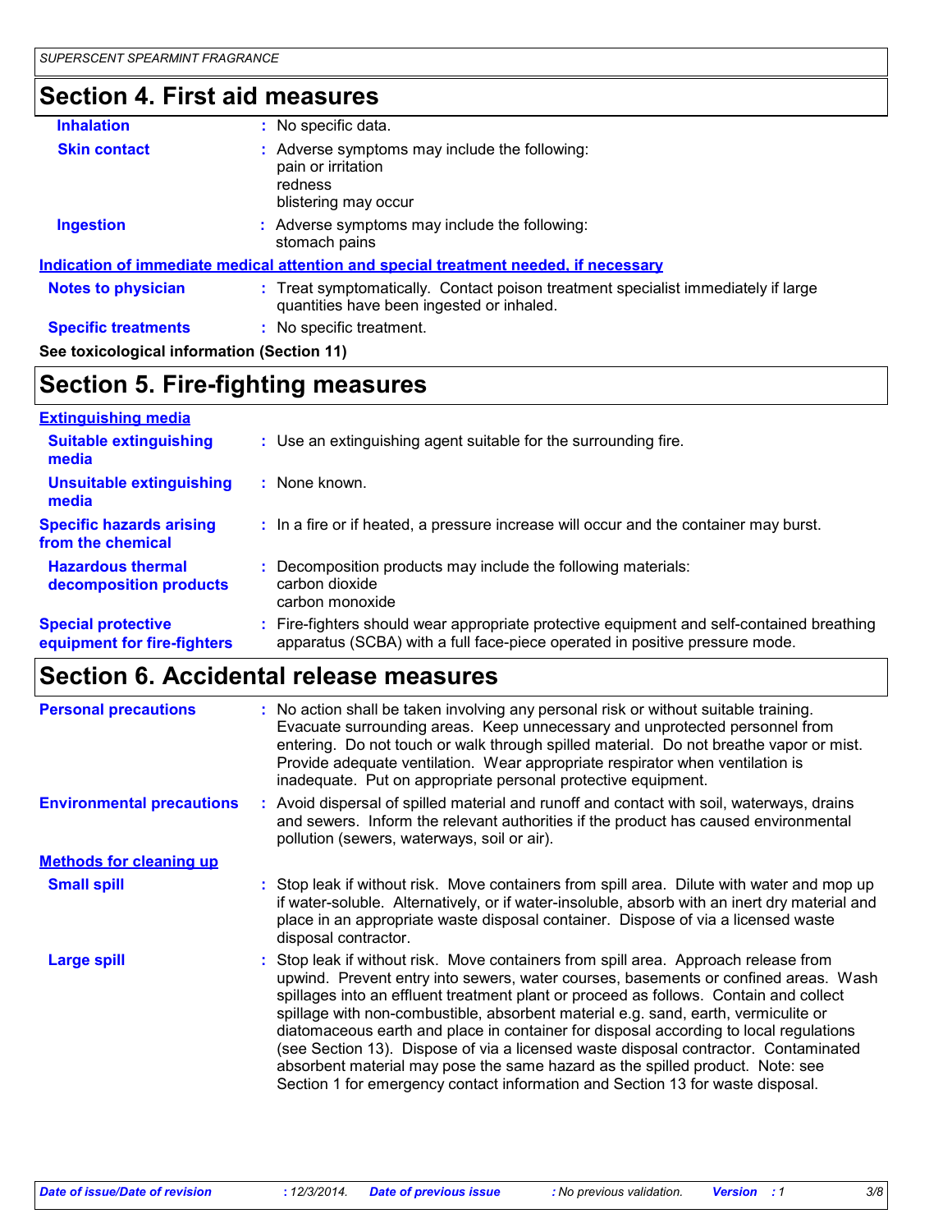## Section 4. First aid measures

**Inhalation** : No specific data.

**Skin contact** : Adverse symptoms may include the following:
pain or irritation
redness
blistering may occur

**Ingestion** : Adverse symptoms may include the following:
stomach pains

**Indication of immediate medical attention and special treatment needed, if necessary**

**Notes to physician** : Treat symptomatically. Contact poison treatment specialist immediately if large quantities have been ingested or inhaled.

**Specific treatments** : No specific treatment.

**See toxicological information (Section 11)**

## Section 5. Fire-fighting measures

**Extinguishing media**

**Suitable extinguishing media** : Use an extinguishing agent suitable for the surrounding fire.

**Unsuitable extinguishing media** : None known.

**Specific hazards arising from the chemical** : In a fire or if heated, a pressure increase will occur and the container may burst.

**Hazardous thermal decomposition products** : Decomposition products may include the following materials:
carbon dioxide
carbon monoxide

**Special protective equipment for fire-fighters** : Fire-fighters should wear appropriate protective equipment and self-contained breathing apparatus (SCBA) with a full face-piece operated in positive pressure mode.

## Section 6. Accidental release measures

**Personal precautions** : No action shall be taken involving any personal risk or without suitable training. Evacuate surrounding areas. Keep unnecessary and unprotected personnel from entering. Do not touch or walk through spilled material. Do not breathe vapor or mist. Provide adequate ventilation. Wear appropriate respirator when ventilation is inadequate. Put on appropriate personal protective equipment.

**Environmental precautions** : Avoid dispersal of spilled material and runoff and contact with soil, waterways, drains and sewers. Inform the relevant authorities if the product has caused environmental pollution (sewers, waterways, soil or air).

**Methods for cleaning up**

**Small spill** : Stop leak if without risk. Move containers from spill area. Dilute with water and mop up if water-soluble. Alternatively, or if water-insoluble, absorb with an inert dry material and place in an appropriate waste disposal container. Dispose of via a licensed waste disposal contractor.

**Large spill** : Stop leak if without risk. Move containers from spill area. Approach release from upwind. Prevent entry into sewers, water courses, basements or confined areas. Wash spillages into an effluent treatment plant or proceed as follows. Contain and collect spillage with non-combustible, absorbent material e.g. sand, earth, vermiculite or diatomaceous earth and place in container for disposal according to local regulations (see Section 13). Dispose of via a licensed waste disposal contractor. Contaminated absorbent material may pose the same hazard as the spilled product. Note: see Section 1 for emergency contact information and Section 13 for waste disposal.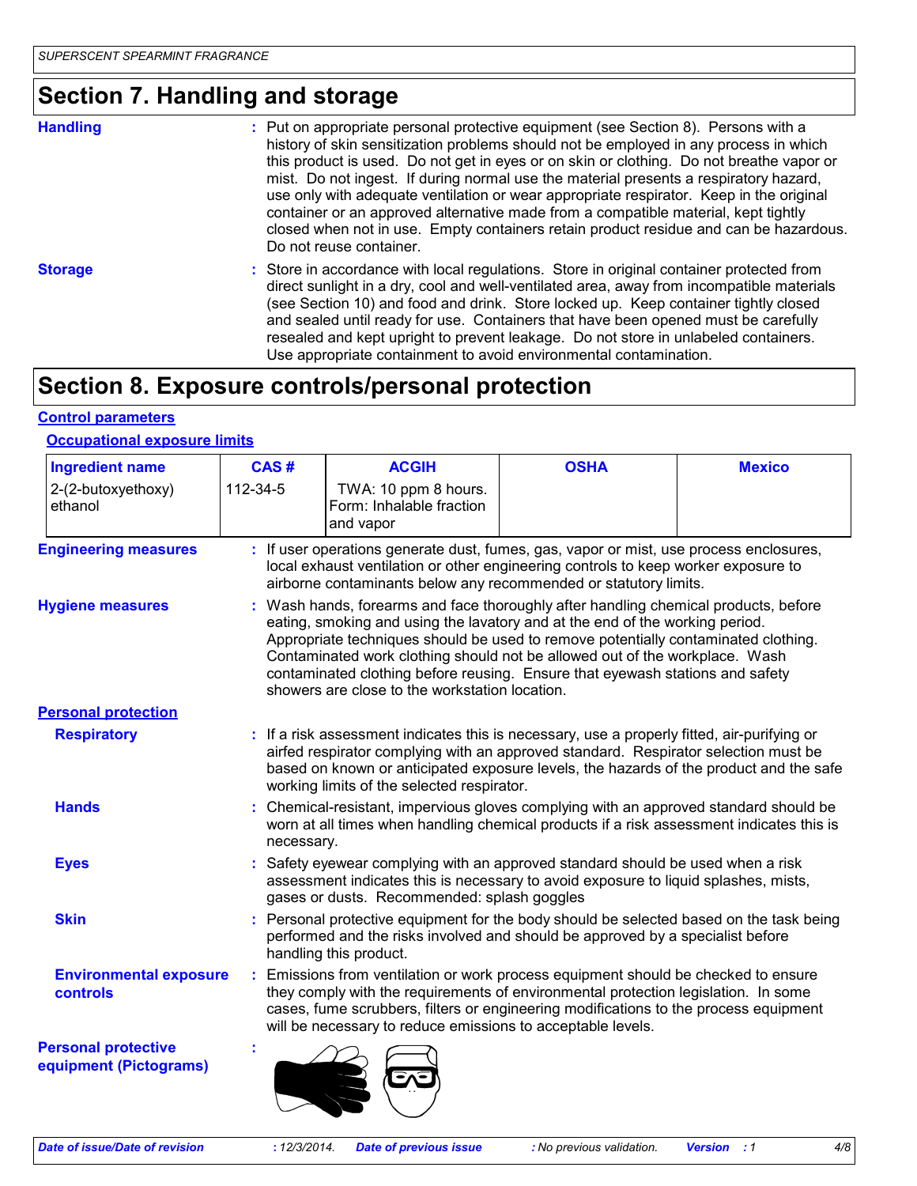## Section 7. Handling and storage

**Handling** : Put on appropriate personal protective equipment (see Section 8). Persons with a history of skin sensitization problems should not be employed in any process in which this product is used. Do not get in eyes or on skin or clothing. Do not breathe vapor or mist. Do not ingest. If during normal use the material presents a respiratory hazard, use only with adequate ventilation or wear appropriate respirator. Keep in the original container or an approved alternative made from a compatible material, kept tightly closed when not in use. Empty containers retain product residue and can be hazardous. Do not reuse container.

**Storage** : Store in accordance with local regulations. Store in original container protected from direct sunlight in a dry, cool and well-ventilated area, away from incompatible materials (see Section 10) and food and drink. Store locked up. Keep container tightly closed and sealed until ready for use. Containers that have been opened must be carefully resealed and kept upright to prevent leakage. Do not store in unlabeled containers. Use appropriate containment to avoid environmental contamination.

## Section 8. Exposure controls/personal protection

**Control parameters**

**Occupational exposure limits**

| Ingredient name | CAS # | ACGIH | OSHA | Mexico |
|---|---|---|---|---|
| 2-(2-butoxyethoxy) ethanol | 112-34-5 | TWA: 10 ppm 8 hours. Form: Inhalable fraction and vapor | | |

**Engineering measures** : If user operations generate dust, fumes, gas, vapor or mist, use process enclosures, local exhaust ventilation or other engineering controls to keep worker exposure to airborne contaminants below any recommended or statutory limits.

**Hygiene measures** : Wash hands, forearms and face thoroughly after handling chemical products, before eating, smoking and using the lavatory and at the end of the working period. Appropriate techniques should be used to remove potentially contaminated clothing. Contaminated work clothing should not be allowed out of the workplace. Wash contaminated clothing before reusing. Ensure that eyewash stations and safety showers are close to the workstation location.

**Personal protection**

**Respiratory** : If a risk assessment indicates this is necessary, use a properly fitted, air-purifying or airfed respirator complying with an approved standard. Respirator selection must be based on known or anticipated exposure levels, the hazards of the product and the safe working limits of the selected respirator.

**Hands** : Chemical-resistant, impervious gloves complying with an approved standard should be worn at all times when handling chemical products if a risk assessment indicates this is necessary.

**Eyes** : Safety eyewear complying with an approved standard should be used when a risk assessment indicates this is necessary to avoid exposure to liquid splashes, mists, gases or dusts. Recommended: splash goggles

**Skin** : Personal protective equipment for the body should be selected based on the task being performed and the risks involved and should be approved by a specialist before handling this product.

**Environmental exposure controls** : Emissions from ventilation or work process equipment should be checked to ensure they comply with the requirements of environmental protection legislation. In some cases, fume scrubbers, filters or engineering modifications to the process equipment will be necessary to reduce emissions to acceptable levels.

**Personal protective equipment (Pictograms)** :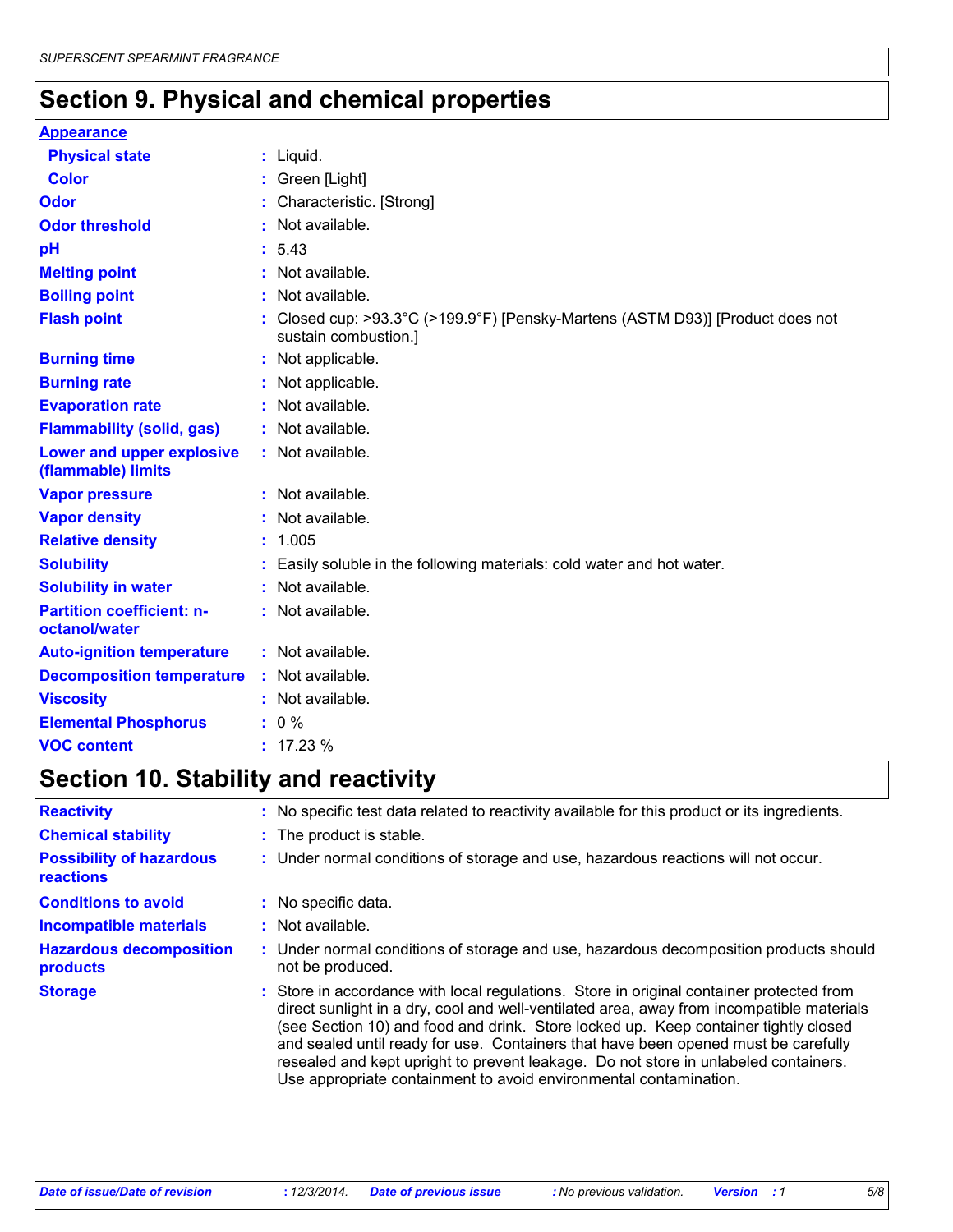# Section 9. Physical and chemical properties

**Appearance**

| | | |
|---|---|---|
| **Physical state** | : | Liquid. |
| **Color** | : | Green [Light] |
| **Odor** | : | Characteristic. [Strong] |
| **Odor threshold** | : | Not available. |
| **pH** | : | 5.43 |
| **Melting point** | : | Not available. |
| **Boiling point** | : | Not available. |
| **Flash point** | : | Closed cup: >93.3°C (>199.9°F) [Pensky-Martens (ASTM D93)] [Product does not sustain combustion.] |
| **Burning time** | : | Not applicable. |
| **Burning rate** | : | Not applicable. |
| **Evaporation rate** | : | Not available. |
| **Flammability (solid, gas)** | : | Not available. |
| **Lower and upper explosive (flammable) limits** | : | Not available. |
| **Vapor pressure** | : | Not available. |
| **Vapor density** | : | Not available. |
| **Relative density** | : | 1.005 |
| **Solubility** | : | Easily soluble in the following materials: cold water and hot water. |
| **Solubility in water** | : | Not available. |
| **Partition coefficient: n-octanol/water** | : | Not available. |
| **Auto-ignition temperature** | : | Not available. |
| **Decomposition temperature** | : | Not available. |
| **Viscosity** | : | Not available. |
| **Elemental Phosphorus** | : | 0 % |
| **VOC content** | : | 17.23 % |

# Section 10. Stability and reactivity

| | | |
|---|---|---|
| **Reactivity** | : | No specific test data related to reactivity available for this product or its ingredients. |
| **Chemical stability** | : | The product is stable. |
| **Possibility of hazardous reactions** | : | Under normal conditions of storage and use, hazardous reactions will not occur. |
| **Conditions to avoid** | : | No specific data. |
| **Incompatible materials** | : | Not available. |
| **Hazardous decomposition products** | : | Under normal conditions of storage and use, hazardous decomposition products should not be produced. |
| **Storage** | : | Store in accordance with local regulations. Store in original container protected from direct sunlight in a dry, cool and well-ventilated area, away from incompatible materials (see Section 10) and food and drink. Store locked up. Keep container tightly closed and sealed until ready for use. Containers that have been opened must be carefully resealed and kept upright to prevent leakage. Do not store in unlabeled containers. Use appropriate containment to avoid environmental contamination. |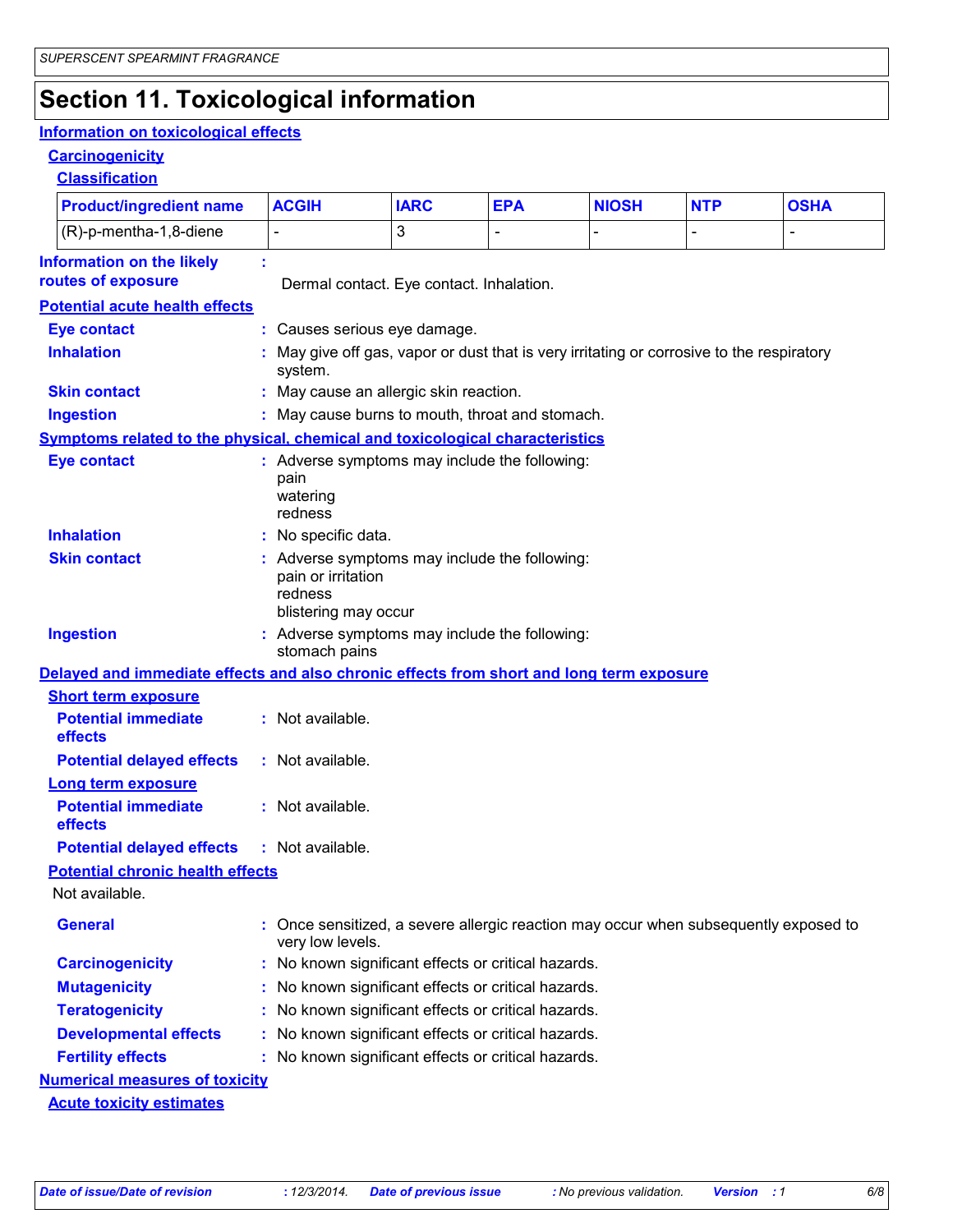# Section 11. Toxicological information

## Information on toxicological effects

### Carcinogenicity

#### Classification

| Product/ingredient name | ACGIH | IARC | EPA | NIOSH | NTP | OSHA |
|---|---|---|---|---|---|---|
| (R)-p-mentha-1,8-diene | - | 3 | - | - | - | - |

**Information on the likely routes of exposure** : Dermal contact. Eye contact. Inhalation.

### Potential acute health effects

**Eye contact** : Causes serious eye damage.

**Inhalation** : May give off gas, vapor or dust that is very irritating or corrosive to the respiratory system.

**Skin contact** : May cause an allergic skin reaction.

**Ingestion** : May cause burns to mouth, throat and stomach.

### Symptoms related to the physical, chemical and toxicological characteristics

**Eye contact** : Adverse symptoms may include the following:
pain
watering
redness

**Inhalation** : No specific data.

**Skin contact** : Adverse symptoms may include the following:
pain or irritation
redness
blistering may occur

**Ingestion** : Adverse symptoms may include the following:
stomach pains

### Delayed and immediate effects and also chronic effects from short and long term exposure

#### Short term exposure

**Potential immediate effects** : Not available.

**Potential delayed effects** : Not available.

#### Long term exposure

**Potential immediate effects** : Not available.

**Potential delayed effects** : Not available.

#### Potential chronic health effects

Not available.

**General** : Once sensitized, a severe allergic reaction may occur when subsequently exposed to very low levels.

**Carcinogenicity** : No known significant effects or critical hazards.

**Mutagenicity** : No known significant effects or critical hazards.

**Teratogenicity** : No known significant effects or critical hazards.

**Developmental effects** : No known significant effects or critical hazards.

**Fertility effects** : No known significant effects or critical hazards.

### Numerical measures of toxicity

#### Acute toxicity estimates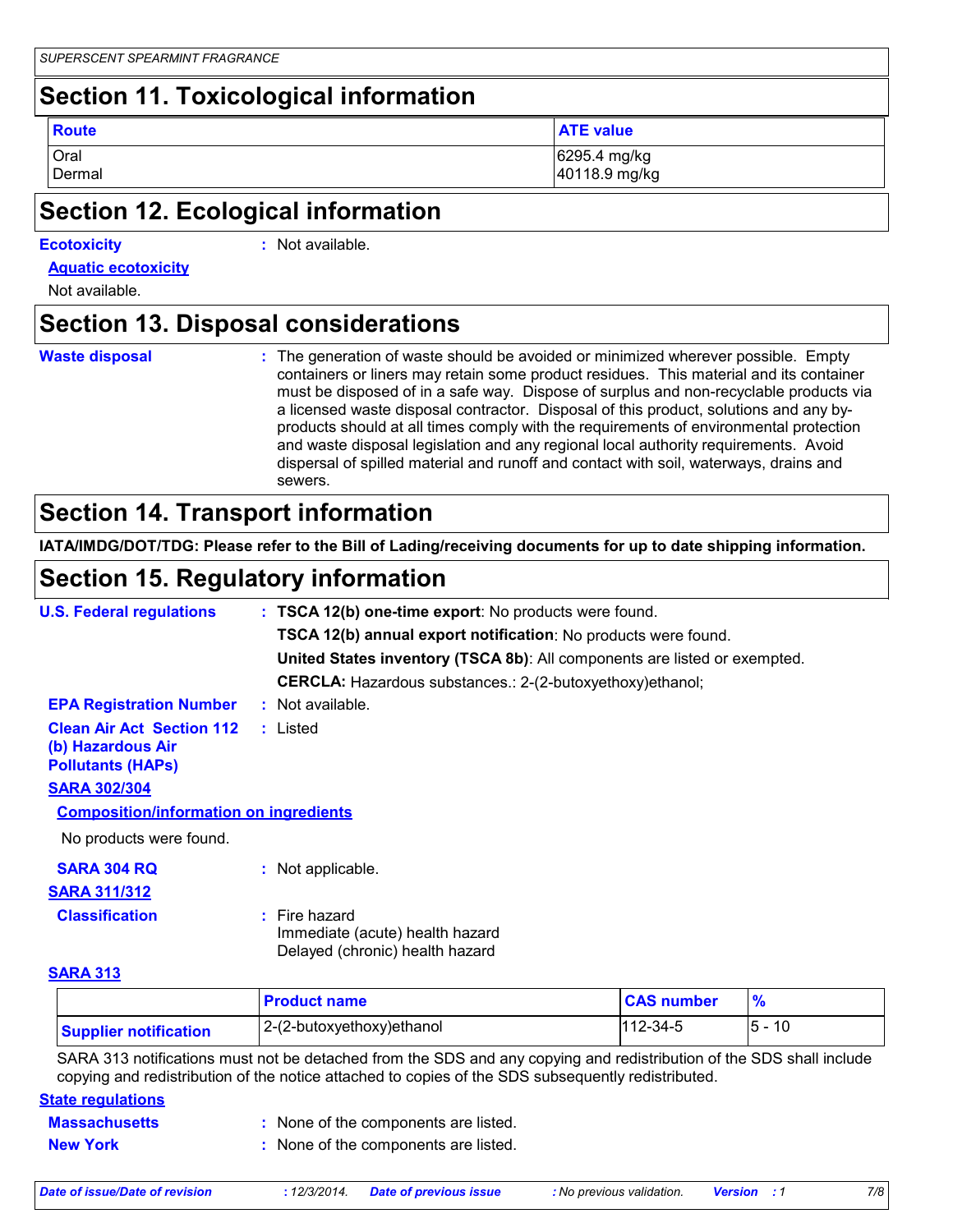## Section 11. Toxicological information

| Route | ATE value |
|---|---|
| Oral | 6295.4 mg/kg |
| Dermal | 40118.9 mg/kg |

## Section 12. Ecological information

**Ecotoxicity** : Not available.

**Aquatic ecotoxicity**

Not available.

## Section 13. Disposal considerations

**Waste disposal** : The generation of waste should be avoided or minimized wherever possible. Empty containers or liners may retain some product residues. This material and its container must be disposed of in a safe way. Dispose of surplus and non-recyclable products via a licensed waste disposal contractor. Disposal of this product, solutions and any by-products should at all times comply with the requirements of environmental protection and waste disposal legislation and any regional local authority requirements. Avoid dispersal of spilled material and runoff and contact with soil, waterways, drains and sewers.

## Section 14. Transport information

**IATA/IMDG/DOT/TDG: Please refer to the Bill of Lading/receiving documents for up to date shipping information.**

## Section 15. Regulatory information

**U.S. Federal regulations** : **TSCA 12(b) one-time export**: No products were found.

**TSCA 12(b) annual export notification**: No products were found.

**United States inventory (TSCA 8b)**: All components are listed or exempted.

**CERCLA:** Hazardous substances.: 2-(2-butoxyethoxy)ethanol;

**EPA Registration Number** : Not available.

**Clean Air Act Section 112 (b) Hazardous Air Pollutants (HAPs)** : Listed

**SARA 302/304**

**Composition/information on ingredients**

No products were found.

**SARA 304 RQ** : Not applicable.

**SARA 311/312**

**Classification** : Fire hazard
Immediate (acute) health hazard
Delayed (chronic) health hazard

**SARA 313**

| | Product name | CAS number | % |
|---|---|---|---|
| Supplier notification | 2-(2-butoxyethoxy)ethanol | 112-34-5 | 5 - 10 |

SARA 313 notifications must not be detached from the SDS and any copying and redistribution of the SDS shall include copying and redistribution of the notice attached to copies of the SDS subsequently redistributed.

**State regulations**

**Massachusetts** : None of the components are listed.

**New York** : None of the components are listed.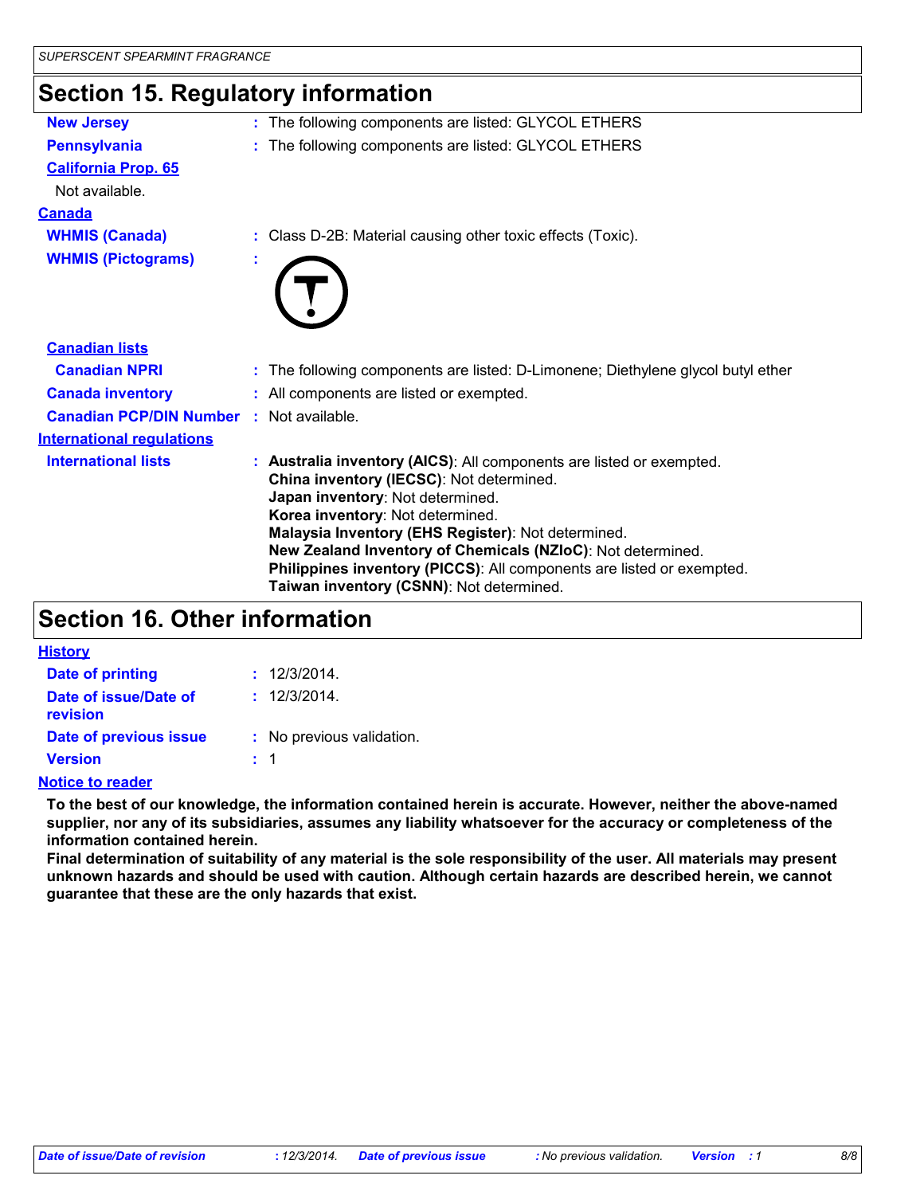## Section 15. Regulatory information

**New Jersey** : The following components are listed: GLYCOL ETHERS

**Pennsylvania** : The following components are listed: GLYCOL ETHERS

**California Prop. 65**

Not available.

**Canada**

**WHMIS (Canada)** : Class D-2B: Material causing other toxic effects (Toxic).

**WHMIS (Pictograms)** :

**Canadian lists**

**Canadian NPRI** : The following components are listed: D-Limonene; Diethylene glycol butyl ether

**Canada inventory** : All components are listed or exempted.

**Canadian PCP/DIN Number** : Not available.

**International regulations**

**International lists** :
**Australia inventory (AICS)**: All components are listed or exempted.
**China inventory (IECSC)**: Not determined.
**Japan inventory**: Not determined.
**Korea inventory**: Not determined.
**Malaysia Inventory (EHS Register)**: Not determined.
**New Zealand Inventory of Chemicals (NZIoC)**: Not determined.
**Philippines inventory (PICCS)**: All components are listed or exempted.
**Taiwan inventory (CSNN)**: Not determined.

## Section 16. Other information

**History**

**Date of printing** : 12/3/2014.

**Date of issue/Date of revision** : 12/3/2014.

**Date of previous issue** : No previous validation.

**Version** : 1

**Notice to reader**

**To the best of our knowledge, the information contained herein is accurate. However, neither the above-named supplier, nor any of its subsidiaries, assumes any liability whatsoever for the accuracy or completeness of the information contained herein.**

**Final determination of suitability of any material is the sole responsibility of the user. All materials may present unknown hazards and should be used with caution. Although certain hazards are described herein, we cannot guarantee that these are the only hazards that exist.**